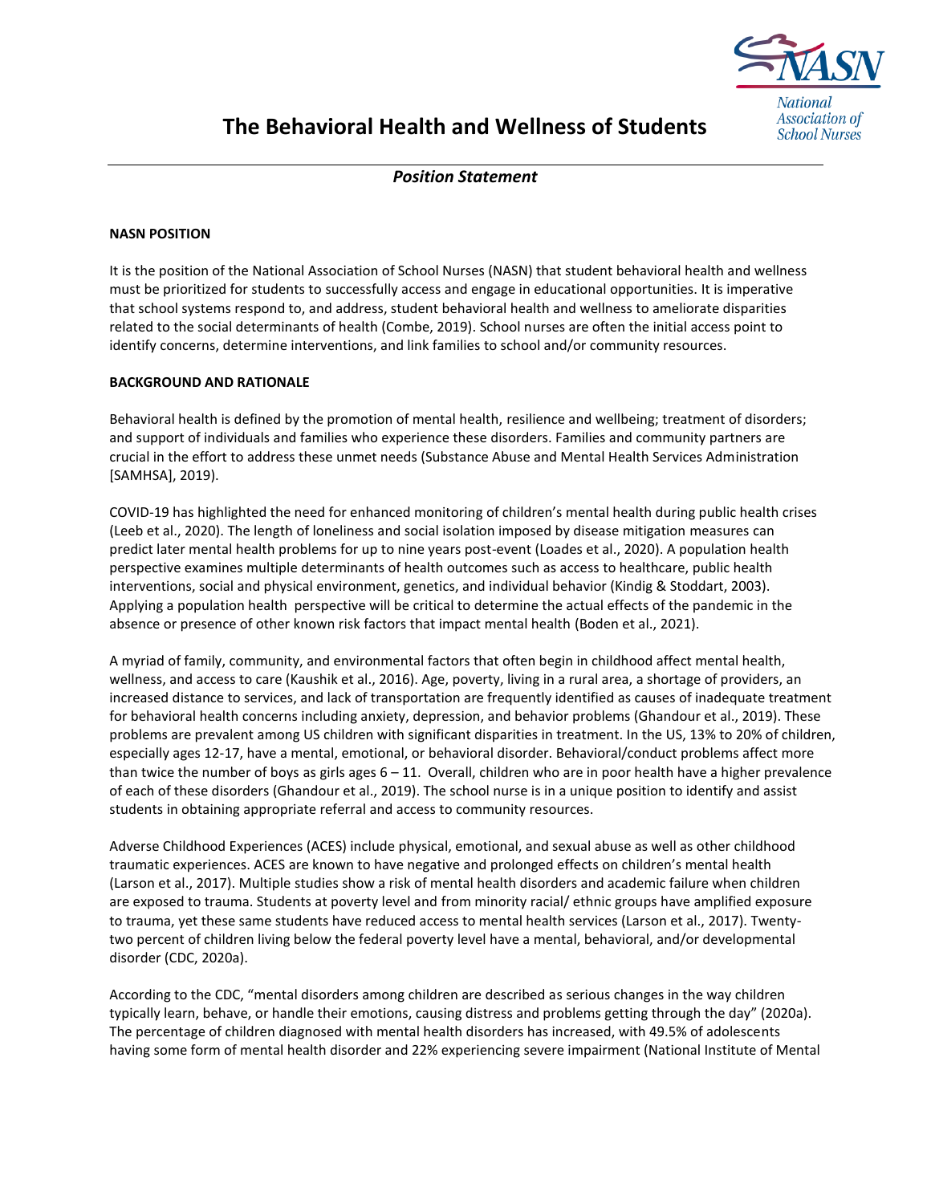# The Behavioral Health and Wellness of Students

*Position Statement*

### NASN POSITION

It is the position of the National Association of School Nurses (NASN) that student behavioral health and wellness must be prioritized for students to successfully access and engage in educational opportunities. It is imperative that school systems respond to, and address, student behavioral health and wellness to ameliorate disparities related to the social determinants of health (Combe, 2019). School nurses are often the initial access point to identify concerns, determine interventions, and link families to school and/or community resources.

### BACKGROUND AND RATIONALE

Behavioral health is defined by the promotion of mental health, resilience and wellbeing; treatment of disorders; and support of individuals and families who experience these disorders. Families and community partners are crucial in the effort to address these unmet needs (Substance Abuse and Mental Health Services Administration [SAMHSA], 2019).

COVID-19 has highlighted the need for enhanced monitoring of children's mental health during public health crises (Leeb et al., 2020). The length of loneliness and social isolation imposed by disease mitigation measures can predict later mental health problems for up to nine years post-event (Loades et al., 2020). A population health perspective examines multiple determinants of health outcomes such as access to healthcare, public health interventions, social and physical environment, genetics, and individual behavior (Kindig & Stoddart, 2003). Applying a population health perspective will be critical to determine the actual effects of the pandemic in the absence or presence of other known risk factors that impact mental health (Boden et al., 2021).

A myriad of family, community, and environmental factors that often begin in childhood affect mental health, wellness, and access to care (Kaushik et al., 2016). Age, poverty, living in a rural area, a shortage of providers, an increased distance to services, and lack of transportation are frequently identified as causes of inadequate treatment for behavioral health concerns including anxiety, depression, and behavior problems (Ghandour et al., 2019). These problems are prevalent among US children with significant disparities in treatment. In the US, 13% to 20% of children, especially ages 12-17, have a mental, emotional, or behavioral disorder. Behavioral/conduct problems affect more than twice the number of boys as girls ages 6 – 11. Overall, children who are in poor health have a higher prevalence of each of these disorders (Ghandour et al., 2019). The school nurse is in a unique position to identify and assist students in obtaining appropriate referral and access to community resources.

Adverse Childhood Experiences (ACES) include physical, emotional, and sexual abuse as well as other childhood traumatic experiences. ACES are known to have negative and prolonged effects on children's mental health (Larson et al., 2017). Multiple studies show a risk of mental health disorders and academic failure when children are exposed to trauma. Students at poverty level and from minority racial/ ethnic groups have amplified exposure to trauma, yet these same students have reduced access to mental health services (Larson et al., 2017). Twenty-two percent of children living below the federal poverty level have a mental, behavioral, and/or developmental disorder (CDC, 2020a).

According to the CDC, "mental disorders among children are described as serious changes in the way children typically learn, behave, or handle their emotions, causing distress and problems getting through the day" (2020a). The percentage of children diagnosed with mental health disorders has increased, with 49.5% of adolescents having some form of mental health disorder and 22% experiencing severe impairment (National Institute of Mental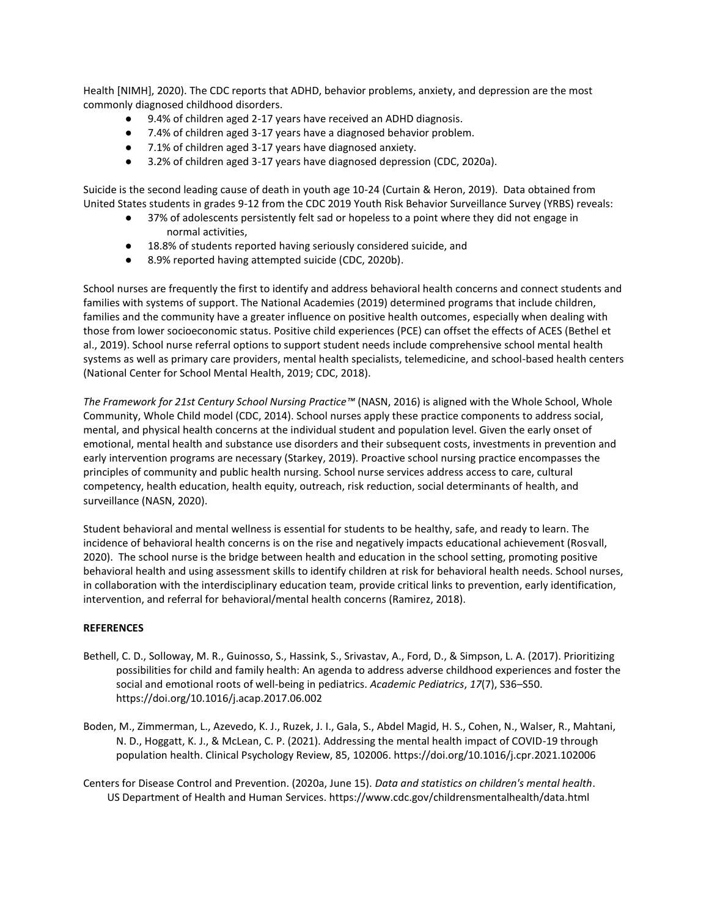Health [NIMH], 2020). The CDC reports that ADHD, behavior problems, anxiety, and depression are the most commonly diagnosed childhood disorders.

- 9.4% of children aged 2-17 years have received an ADHD diagnosis.
- 7.4% of children aged 3-17 years have a diagnosed behavior problem.
- 7.1% of children aged 3-17 years have diagnosed anxiety.
- 3.2% of children aged 3-17 years have diagnosed depression (CDC, 2020a).

Suicide is the second leading cause of death in youth age 10-24 (Curtain & Heron, 2019). Data obtained from United States students in grades 9-12 from the CDC 2019 Youth Risk Behavior Surveillance Survey (YRBS) reveals:

- 37% of adolescents persistently felt sad or hopeless to a point where they did not engage in normal activities,
- 18.8% of students reported having seriously considered suicide, and
- 8.9% reported having attempted suicide (CDC, 2020b).

School nurses are frequently the first to identify and address behavioral health concerns and connect students and families with systems of support. The National Academies (2019) determined programs that include children, families and the community have a greater influence on positive health outcomes, especially when dealing with those from lower socioeconomic status. Positive child experiences (PCE) can offset the effects of ACES (Bethel et al., 2019). School nurse referral options to support student needs include comprehensive school mental health systems as well as primary care providers, mental health specialists, telemedicine, and school-based health centers (National Center for School Mental Health, 2019; CDC, 2018).

*The Framework for 21st Century School Nursing Practice™* (NASN, 2016) is aligned with the Whole School, Whole Community, Whole Child model (CDC, 2014). School nurses apply these practice components to address social, mental, and physical health concerns at the individual student and population level. Given the early onset of emotional, mental health and substance use disorders and their subsequent costs, investments in prevention and early intervention programs are necessary (Starkey, 2019). Proactive school nursing practice encompasses the principles of community and public health nursing. School nurse services address access to care, cultural competency, health education, health equity, outreach, risk reduction, social determinants of health, and surveillance (NASN, 2020).

Student behavioral and mental wellness is essential for students to be healthy, safe, and ready to learn. The incidence of behavioral health concerns is on the rise and negatively impacts educational achievement (Rosvall, 2020). The school nurse is the bridge between health and education in the school setting, promoting positive behavioral health and using assessment skills to identify children at risk for behavioral health needs. School nurses, in collaboration with the interdisciplinary education team, provide critical links to prevention, early identification, intervention, and referral for behavioral/mental health concerns (Ramirez, 2018).

**REFERENCES**

Bethell, C. D., Solloway, M. R., Guinosso, S., Hassink, S., Srivastav, A., Ford, D., & Simpson, L. A. (2017). Prioritizing possibilities for child and family health: An agenda to address adverse childhood experiences and foster the social and emotional roots of well-being in pediatrics. *Academic Pediatrics*, *17*(7), S36–S50. https://doi.org/10.1016/j.acap.2017.06.002

Boden, M., Zimmerman, L., Azevedo, K. J., Ruzek, J. I., Gala, S., Abdel Magid, H. S., Cohen, N., Walser, R., Mahtani, N. D., Hoggatt, K. J., & McLean, C. P. (2021). Addressing the mental health impact of COVID-19 through population health. Clinical Psychology Review, 85, 102006. https://doi.org/10.1016/j.cpr.2021.102006

Centers for Disease Control and Prevention. (2020a, June 15). *Data and statistics on children's mental health*. US Department of Health and Human Services. https://www.cdc.gov/childrensmentalhealth/data.html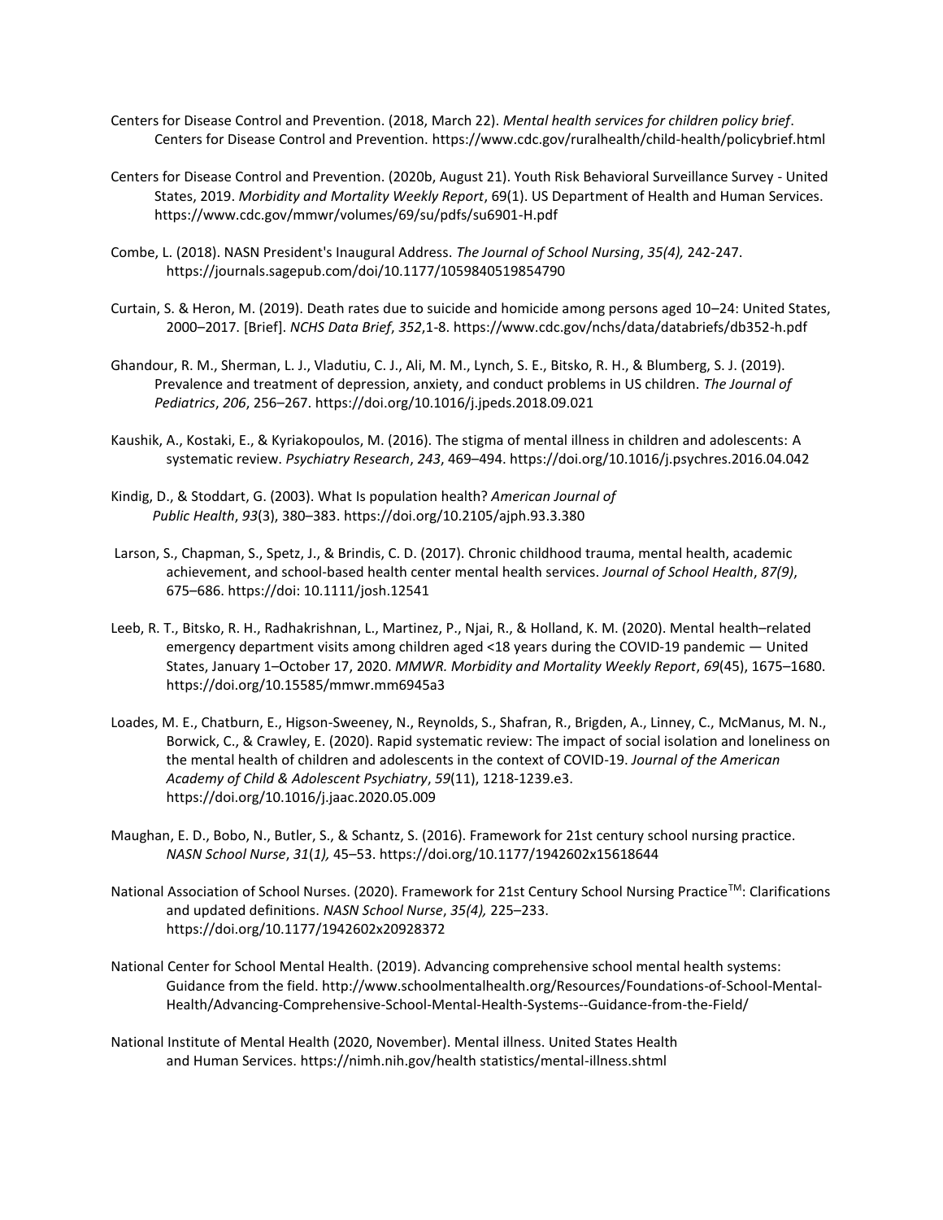Centers for Disease Control and Prevention. (2018, March 22). *Mental health services for children policy brief*. Centers for Disease Control and Prevention. https://www.cdc.gov/ruralhealth/child-health/policybrief.html

Centers for Disease Control and Prevention. (2020b, August 21). Youth Risk Behavioral Surveillance Survey - United States, 2019. *Morbidity and Mortality Weekly Report*, 69(1). US Department of Health and Human Services. https://www.cdc.gov/mmwr/volumes/69/su/pdfs/su6901-H.pdf

Combe, L. (2018). NASN President's Inaugural Address. *The Journal of School Nursing*, *35(4),* 242-247. https://journals.sagepub.com/doi/10.1177/1059840519854790

Curtain, S. & Heron, M. (2019). Death rates due to suicide and homicide among persons aged 10–24: United States, 2000–2017. [Brief]. *NCHS Data Brief*, *352*,1-8. https://www.cdc.gov/nchs/data/databriefs/db352-h.pdf

Ghandour, R. M., Sherman, L. J., Vladutiu, C. J., Ali, M. M., Lynch, S. E., Bitsko, R. H., & Blumberg, S. J. (2019). Prevalence and treatment of depression, anxiety, and conduct problems in US children. *The Journal of Pediatrics*, *206*, 256–267. https://doi.org/10.1016/j.jpeds.2018.09.021

Kaushik, A., Kostaki, E., & Kyriakopoulos, M. (2016). The stigma of mental illness in children and adolescents: A systematic review. *Psychiatry Research*, *243*, 469–494. https://doi.org/10.1016/j.psychres.2016.04.042

Kindig, D., & Stoddart, G. (2003). What Is population health? *American Journal of Public Health*, *93*(3), 380–383. https://doi.org/10.2105/ajph.93.3.380

Larson, S., Chapman, S., Spetz, J., & Brindis, C. D. (2017). Chronic childhood trauma, mental health, academic achievement, and school-based health center mental health services. *Journal of School Health*, *87(9)*, 675–686. https://doi: 10.1111/josh.12541

Leeb, R. T., Bitsko, R. H., Radhakrishnan, L., Martinez, P., Njai, R., & Holland, K. M. (2020). Mental health–related emergency department visits among children aged <18 years during the COVID-19 pandemic — United States, January 1–October 17, 2020. *MMWR. Morbidity and Mortality Weekly Report*, *69*(45), 1675–1680. https://doi.org/10.15585/mmwr.mm6945a3

Loades, M. E., Chatburn, E., Higson-Sweeney, N., Reynolds, S., Shafran, R., Brigden, A., Linney, C., McManus, M. N., Borwick, C., & Crawley, E. (2020). Rapid systematic review: The impact of social isolation and loneliness on the mental health of children and adolescents in the context of COVID-19. *Journal of the American Academy of Child & Adolescent Psychiatry*, *59*(11), 1218-1239.e3. https://doi.org/10.1016/j.jaac.2020.05.009

Maughan, E. D., Bobo, N., Butler, S., & Schantz, S. (2016). Framework for 21st century school nursing practice. *NASN School Nurse*, *31*(*1),* 45–53. https://doi.org/10.1177/1942602x15618644

National Association of School Nurses. (2020). Framework for 21st Century School Nursing Practice™: Clarifications and updated definitions. *NASN School Nurse*, *35(4),* 225–233. https://doi.org/10.1177/1942602x20928372

National Center for School Mental Health. (2019). Advancing comprehensive school mental health systems: Guidance from the field. http://www.schoolmentalhealth.org/Resources/Foundations-of-School-Mental-Health/Advancing-Comprehensive-School-Mental-Health-Systems--Guidance-from-the-Field/

National Institute of Mental Health (2020, November). Mental illness. United States Health and Human Services. https://nimh.nih.gov/health statistics/mental-illness.shtml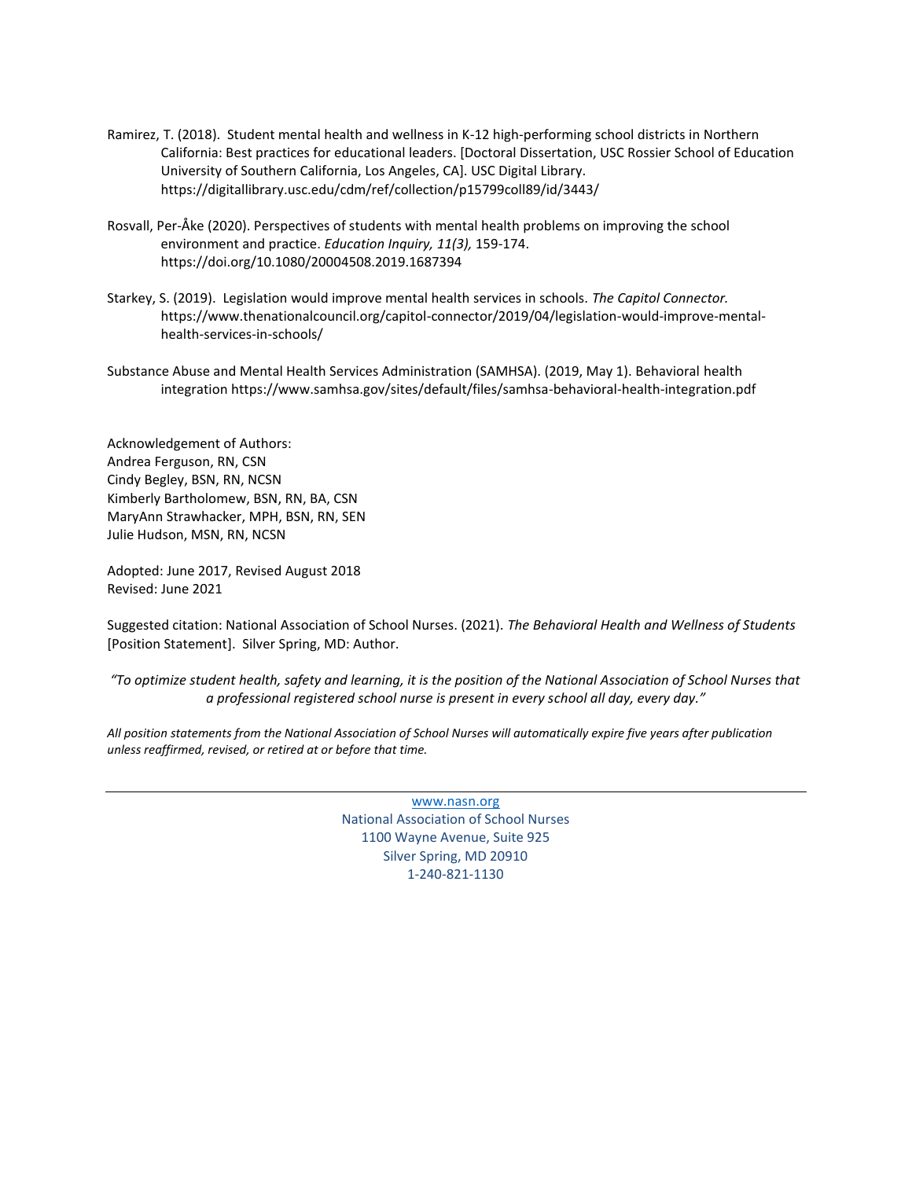Ramirez, T. (2018). Student mental health and wellness in K-12 high-performing school districts in Northern California: Best practices for educational leaders. [Doctoral Dissertation, USC Rossier School of Education University of Southern California, Los Angeles, CA]. USC Digital Library. https://digitallibrary.usc.edu/cdm/ref/collection/p15799coll89/id/3443/

Rosvall, Per-Åke (2020). Perspectives of students with mental health problems on improving the school environment and practice. *Education Inquiry, 11(3),* 159-174. https://doi.org/10.1080/20004508.2019.1687394

Starkey, S. (2019). Legislation would improve mental health services in schools. *The Capitol Connector.* https://www.thenationalcouncil.org/capitol-connector/2019/04/legislation-would-improve-mental-health-services-in-schools/

Substance Abuse and Mental Health Services Administration (SAMHSA). (2019, May 1). Behavioral health integration https://www.samhsa.gov/sites/default/files/samhsa-behavioral-health-integration.pdf

Acknowledgement of Authors:
Andrea Ferguson, RN, CSN
Cindy Begley, BSN, RN, NCSN
Kimberly Bartholomew, BSN, RN, BA, CSN
MaryAnn Strawhacker, MPH, BSN, RN, SEN
Julie Hudson, MSN, RN, NCSN

Adopted: June 2017, Revised August 2018
Revised: June 2021

Suggested citation: National Association of School Nurses. (2021). *The Behavioral Health and Wellness of Students* [Position Statement]. Silver Spring, MD: Author.

*"To optimize student health, safety and learning, it is the position of the National Association of School Nurses that a professional registered school nurse is present in every school all day, every day."*

*All position statements from the National Association of School Nurses will automatically expire five years after publication unless reaffirmed, revised, or retired at or before that time.*

---

www.nasn.org
National Association of School Nurses
1100 Wayne Avenue, Suite 925
Silver Spring, MD 20910
1-240-821-1130